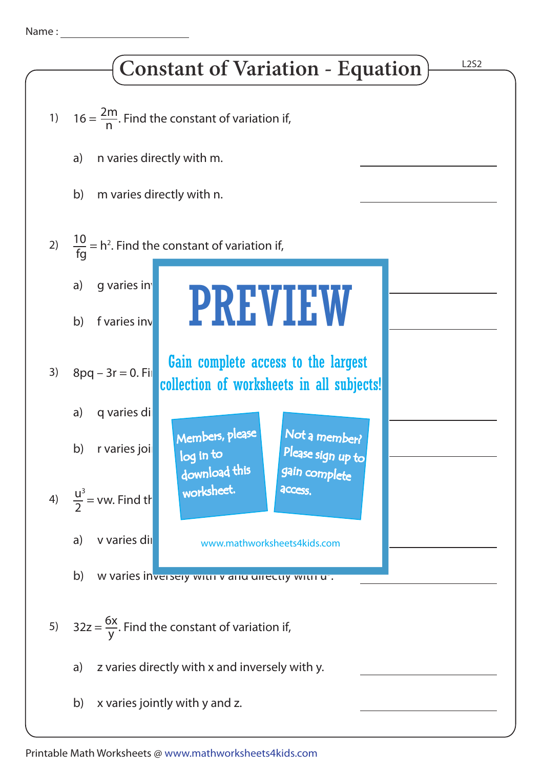Name : ______________________

# Constant of Variation - Equation

L2S2

1) $16 = \frac{2m}{n}$. Find the constant of variation if,

   a) n varies directly with m. ____________

   b) m varies directly with n. ____________

2) $\frac{10}{fg} = h^2$. Find the constant of variation if,

   a) g varies in ____________

   b) f varies inv ____________

3) $8pq - 3r = 0$. Fi

   a) q varies di ____________

   b) r varies joi ____________

4) $\frac{u^3}{2} = vw$. Find th

   a) v varies di ____________

   b) w varies inversely with v and directly with $u^3$. ____________

PREVIEW

Gain complete access to the largest collection of worksheets in all subjects!

Members, please log in to download this worksheet.

Not a member? Please sign up to gain complete access.

www.mathworksheets4kids.com

5) $32z = \frac{6x}{y}$. Find the constant of variation if,

   a) z varies directly with x and inversely with y. ____________

   b) x varies jointly with y and z. ____________

Printable Math Worksheets @ www.mathworksheets4kids.com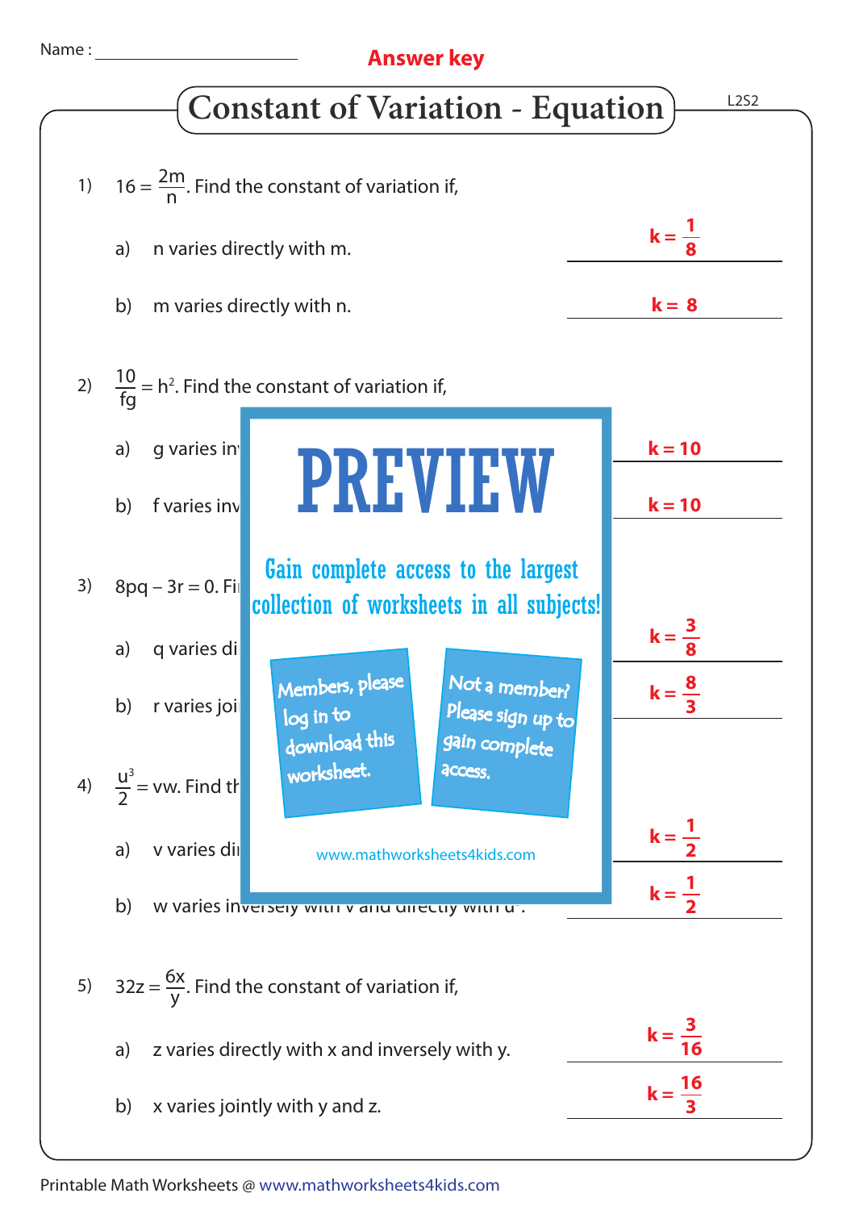Name : ____________________

**Answer key**

# Constant of Variation - Equation

L2S2

1) $16 = \frac{2m}{n}$. Find the constant of variation if,

a) n varies directly with m. $k = \frac{1}{8}$

b) m varies directly with n. $k = 8$

2) $\frac{10}{fg} = h^2$. Find the constant of variation if,

a) g varies in $k = 10$

b) f varies inv $k = 10$

3) $8pq - 3r = 0$. Fi

a) q varies di $k = \frac{3}{8}$

b) r varies joi $k = \frac{8}{3}$

4) $\frac{u^3}{2} = vw$. Find th

a) v varies di $k = \frac{1}{2}$

b) w varies inversely with v and directly with $u^3$. $k = \frac{1}{2}$

PREVIEW

Gain complete access to the largest collection of worksheets in all subjects!

Members, please log in to download this worksheet.

Not a member? Please sign up to gain complete access.

www.mathworksheets4kids.com

5) $32z = \frac{6x}{y}$. Find the constant of variation if,

a) z varies directly with x and inversely with y. $k = \frac{3}{16}$

b) x varies jointly with y and z. $k = \frac{16}{3}$

Printable Math Worksheets @ www.mathworksheets4kids.com